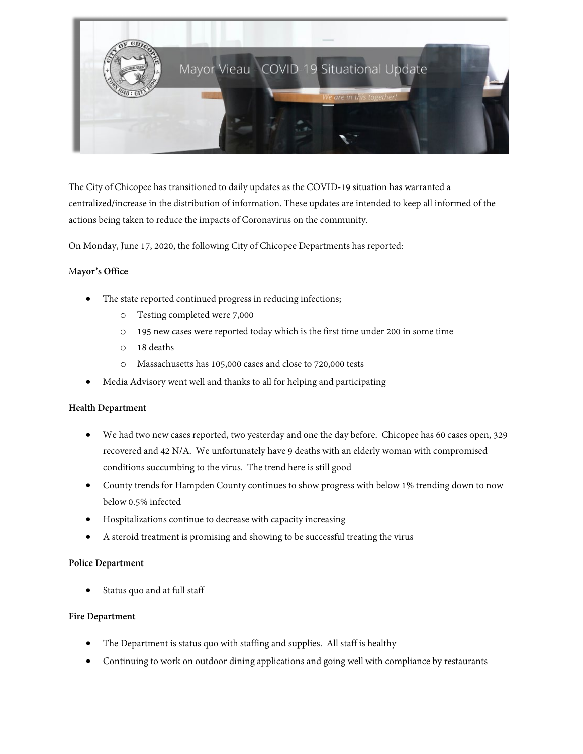Mayor Vieau - COVID-19 Situational Update

We are in this together!

The City of Chicopee has transitioned to daily updates as the COVID-19 situation has warranted a centralized/increase in the distribution of information. These updates are intended to keep all informed of the actions being taken to reduce the impacts of Coronavirus on the community.

On Monday, June 17, 2020, the following City of Chicopee Departments has reported:

**Mayor's Office**

- The state reported continued progress in reducing infections;
  - Testing completed were 7,000
  - 195 new cases were reported today which is the first time under 200 in some time
  - 18 deaths
  - Massachusetts has 105,000 cases and close to 720,000 tests
- Media Advisory went well and thanks to all for helping and participating

**Health Department**

- We had two new cases reported, two yesterday and one the day before. Chicopee has 60 cases open, 329 recovered and 42 N/A. We unfortunately have 9 deaths with an elderly woman with compromised conditions succumbing to the virus. The trend here is still good
- County trends for Hampden County continues to show progress with below 1% trending down to now below 0.5% infected
- Hospitalizations continue to decrease with capacity increasing
- A steroid treatment is promising and showing to be successful treating the virus

**Police Department**

- Status quo and at full staff

**Fire Department**

- The Department is status quo with staffing and supplies. All staff is healthy
- Continuing to work on outdoor dining applications and going well with compliance by restaurants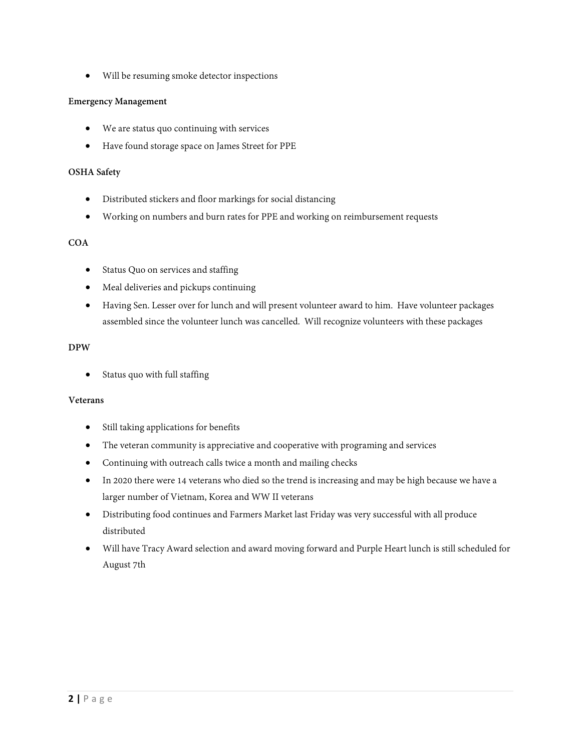- Will be resuming smoke detector inspections

**Emergency Management**

- We are status quo continuing with services
- Have found storage space on James Street for PPE

**OSHA Safety**

- Distributed stickers and floor markings for social distancing
- Working on numbers and burn rates for PPE and working on reimbursement requests

**COA**

- Status Quo on services and staffing
- Meal deliveries and pickups continuing
- Having Sen. Lesser over for lunch and will present volunteer award to him. Have volunteer packages assembled since the volunteer lunch was cancelled. Will recognize volunteers with these packages

**DPW**

- Status quo with full staffing

**Veterans**

- Still taking applications for benefits
- The veteran community is appreciative and cooperative with programing and services
- Continuing with outreach calls twice a month and mailing checks
- In 2020 there were 14 veterans who died so the trend is increasing and may be high because we have a larger number of Vietnam, Korea and WW II veterans
- Distributing food continues and Farmers Market last Friday was very successful with all produce distributed
- Will have Tracy Award selection and award moving forward and Purple Heart lunch is still scheduled for August 7th